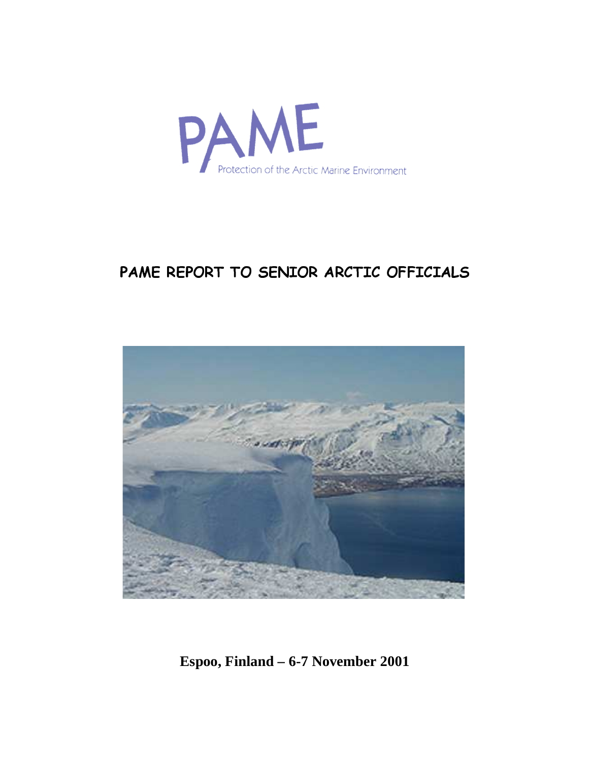PAME

Protection of the Arctic Marine Environment

# PAME REPORT TO SENIOR ARCTIC OFFICIALS

**Espoo, Finland – 6-7 November 2001**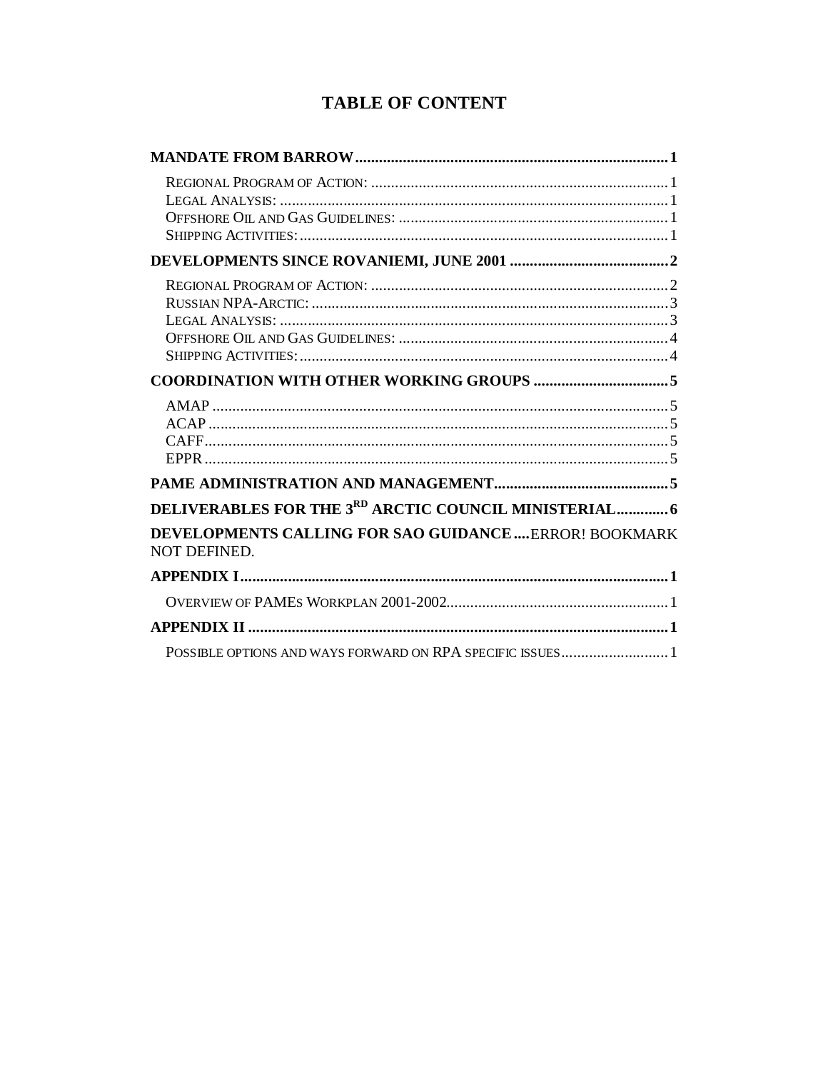# TABLE OF CONTENT

**MANDATE FROM BARROW** .......... **1**

- Regional Program of Action: .......... 1
- Legal Analysis: .......... 1
- Offshore Oil and Gas Guidelines: .......... 1
- Shipping Activities: .......... 1

**DEVELOPMENTS SINCE ROVANIEMI, JUNE 2001** .......... **2**

- Regional Program of Action: .......... 2
- Russian NPA-Arctic: .......... 3
- Legal Analysis: .......... 3
- Offshore Oil and Gas Guidelines: .......... 4
- Shipping Activities: .......... 4

**COORDINATION WITH OTHER WORKING GROUPS** .......... **5**

- AMAP .......... 5
- ACAP .......... 5
- CAFF .......... 5
- EPPR .......... 5

**PAME ADMINISTRATION AND MANAGEMENT** .......... **5**

**DELIVERABLES FOR THE 3RD ARCTIC COUNCIL MINISTERIAL** .......... **6**

**DEVELOPMENTS CALLING FOR SAO GUIDANCE** .... ERROR! BOOKMARK NOT DEFINED.

**APPENDIX I** .......... **1**

- Overview of PAMEs Workplan 2001-2002 .......... 1

**APPENDIX II** .......... **1**

- Possible options and ways forward on RPA specific issues .......... 1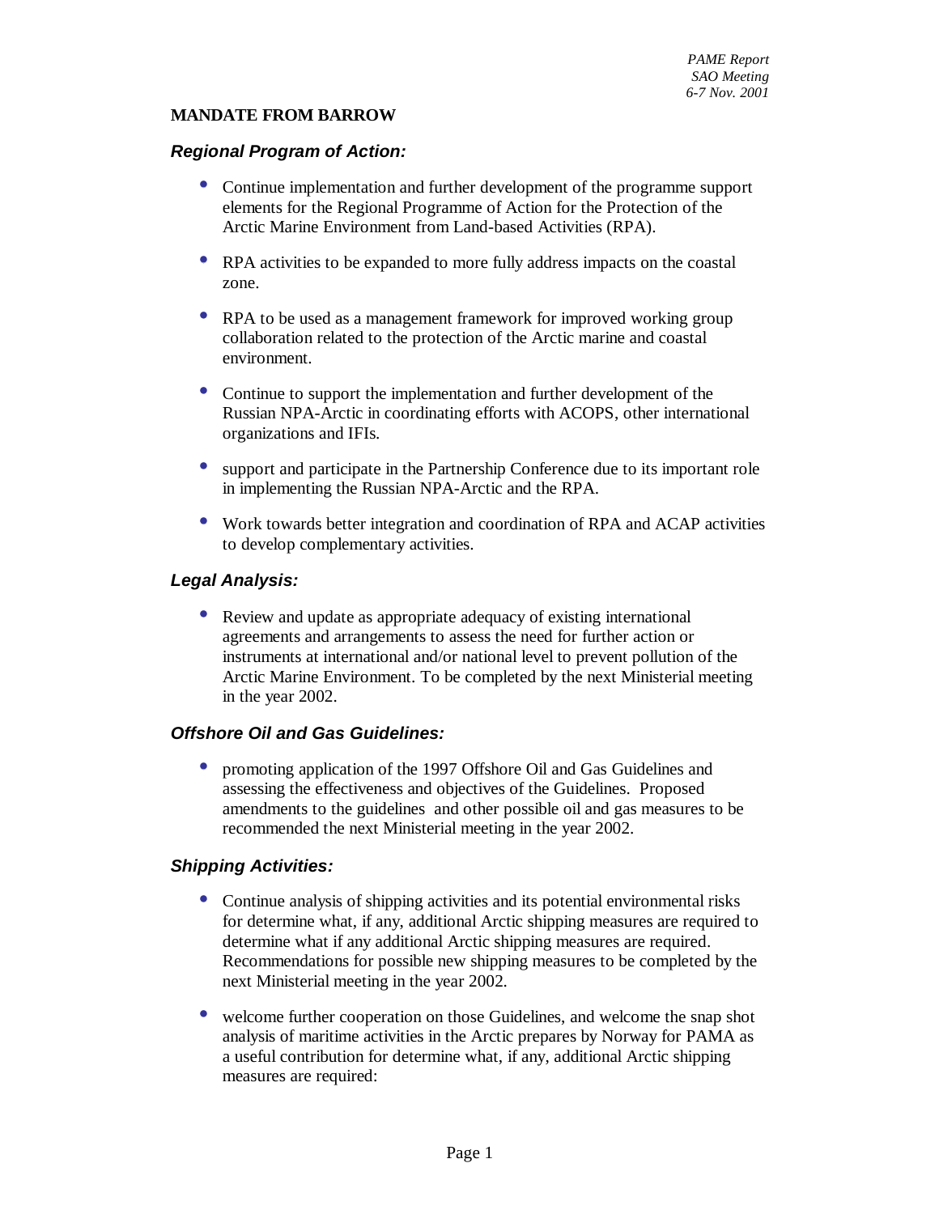**MANDATE FROM BARROW**

***Regional Program of Action:***

- Continue implementation and further development of the programme support elements for the Regional Programme of Action for the Protection of the Arctic Marine Environment from Land-based Activities (RPA).

- RPA activities to be expanded to more fully address impacts on the coastal zone.

- RPA to be used as a management framework for improved working group collaboration related to the protection of the Arctic marine and coastal environment.

- Continue to support the implementation and further development of the Russian NPA-Arctic in coordinating efforts with ACOPS, other international organizations and IFIs.

- support and participate in the Partnership Conference due to its important role in implementing the Russian NPA-Arctic and the RPA.

- Work towards better integration and coordination of RPA and ACAP activities to develop complementary activities.

***Legal Analysis:***

- Review and update as appropriate adequacy of existing international agreements and arrangements to assess the need for further action or instruments at international and/or national level to prevent pollution of the Arctic Marine Environment. To be completed by the next Ministerial meeting in the year 2002.

***Offshore Oil and Gas Guidelines:***

- promoting application of the 1997 Offshore Oil and Gas Guidelines and assessing the effectiveness and objectives of the Guidelines. Proposed amendments to the guidelines and other possible oil and gas measures to be recommended the next Ministerial meeting in the year 2002.

***Shipping Activities:***

- Continue analysis of shipping activities and its potential environmental risks for determine what, if any, additional Arctic shipping measures are required to determine what if any additional Arctic shipping measures are required. Recommendations for possible new shipping measures to be completed by the next Ministerial meeting in the year 2002.

- welcome further cooperation on those Guidelines, and welcome the snap shot analysis of maritime activities in the Arctic prepares by Norway for PAMA as a useful contribution for determine what, if any, additional Arctic shipping measures are required: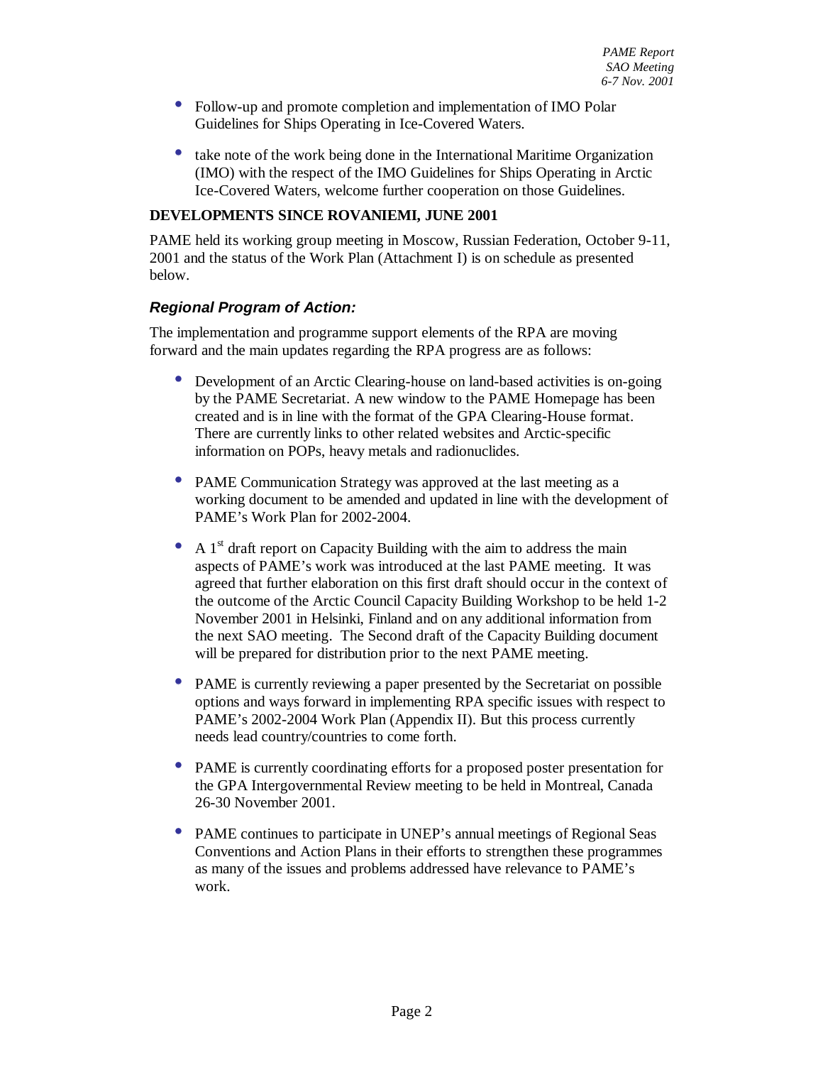- Follow-up and promote completion and implementation of IMO Polar Guidelines for Ships Operating in Ice-Covered Waters.

- take note of the work being done in the International Maritime Organization (IMO) with the respect of the IMO Guidelines for Ships Operating in Arctic Ice-Covered Waters, welcome further cooperation on those Guidelines.

**DEVELOPMENTS SINCE ROVANIEMI, JUNE 2001**

PAME held its working group meeting in Moscow, Russian Federation, October 9-11, 2001 and the status of the Work Plan (Attachment I) is on schedule as presented below.

### *Regional Program of Action:*

The implementation and programme support elements of the RPA are moving forward and the main updates regarding the RPA progress are as follows:

- Development of an Arctic Clearing-house on land-based activities is on-going by the PAME Secretariat. A new window to the PAME Homepage has been created and is in line with the format of the GPA Clearing-House format. There are currently links to other related websites and Arctic-specific information on POPs, heavy metals and radionuclides.

- PAME Communication Strategy was approved at the last meeting as a working document to be amended and updated in line with the development of PAME's Work Plan for 2002-2004.

- A 1st draft report on Capacity Building with the aim to address the main aspects of PAME's work was introduced at the last PAME meeting. It was agreed that further elaboration on this first draft should occur in the context of the outcome of the Arctic Council Capacity Building Workshop to be held 1-2 November 2001 in Helsinki, Finland and on any additional information from the next SAO meeting. The Second draft of the Capacity Building document will be prepared for distribution prior to the next PAME meeting.

- PAME is currently reviewing a paper presented by the Secretariat on possible options and ways forward in implementing RPA specific issues with respect to PAME's 2002-2004 Work Plan (Appendix II). But this process currently needs lead country/countries to come forth.

- PAME is currently coordinating efforts for a proposed poster presentation for the GPA Intergovernmental Review meeting to be held in Montreal, Canada 26-30 November 2001.

- PAME continues to participate in UNEP's annual meetings of Regional Seas Conventions and Action Plans in their efforts to strengthen these programmes as many of the issues and problems addressed have relevance to PAME's work.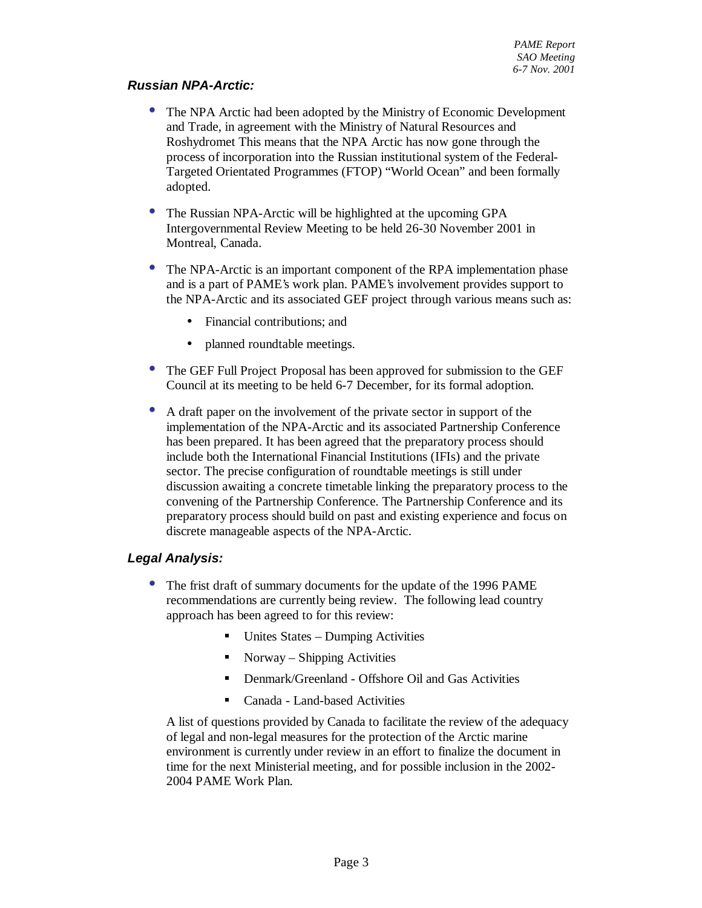### *Russian NPA-Arctic:*

- The NPA Arctic had been adopted by the Ministry of Economic Development and Trade, in agreement with the Ministry of Natural Resources and Roshydromet This means that the NPA Arctic has now gone through the process of incorporation into the Russian institutional system of the Federal-Targeted Orientated Programmes (FTOP) "World Ocean" and been formally adopted.

- The Russian NPA-Arctic will be highlighted at the upcoming GPA Intergovernmental Review Meeting to be held 26-30 November 2001 in Montreal, Canada.

- The NPA-Arctic is an important component of the RPA implementation phase and is a part of PAME's work plan. PAME's involvement provides support to the NPA-Arctic and its associated GEF project through various means such as:
  - Financial contributions; and
  - planned roundtable meetings.

- The GEF Full Project Proposal has been approved for submission to the GEF Council at its meeting to be held 6-7 December, for its formal adoption.

- A draft paper on the involvement of the private sector in support of the implementation of the NPA-Arctic and its associated Partnership Conference has been prepared. It has been agreed that the preparatory process should include both the International Financial Institutions (IFIs) and the private sector. The precise configuration of roundtable meetings is still under discussion awaiting a concrete timetable linking the preparatory process to the convening of the Partnership Conference. The Partnership Conference and its preparatory process should build on past and existing experience and focus on discrete manageable aspects of the NPA-Arctic.

### *Legal Analysis:*

- The frist draft of summary documents for the update of the 1996 PAME recommendations are currently being review. The following lead country approach has been agreed to for this review:
  - Unites States – Dumping Activities
  - Norway – Shipping Activities
  - Denmark/Greenland - Offshore Oil and Gas Activities
  - Canada - Land-based Activities

  A list of questions provided by Canada to facilitate the review of the adequacy of legal and non-legal measures for the protection of the Arctic marine environment is currently under review in an effort to finalize the document in time for the next Ministerial meeting, and for possible inclusion in the 2002-2004 PAME Work Plan.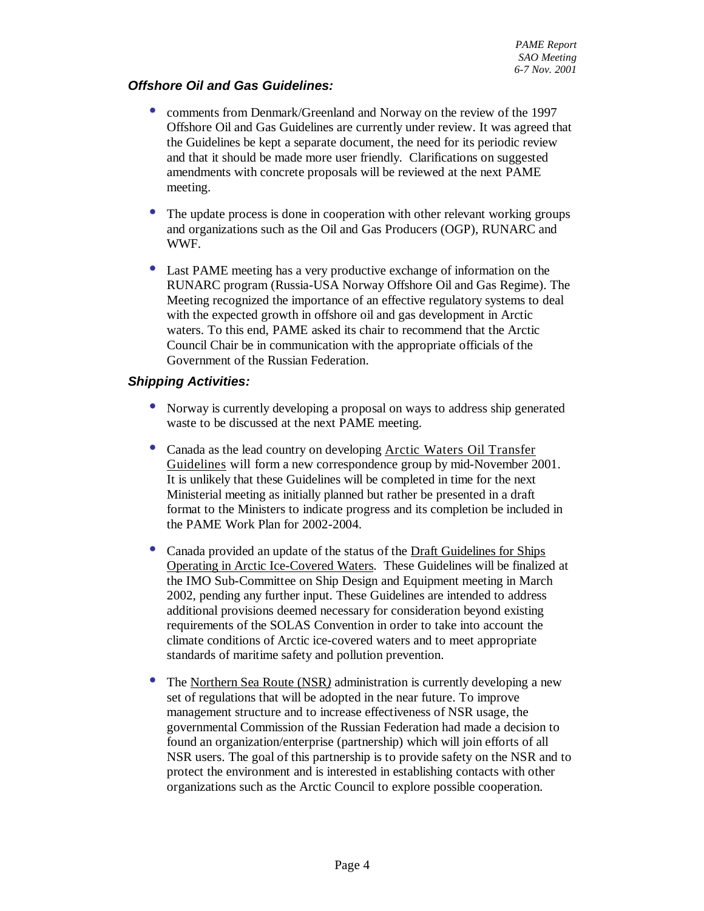### *Offshore Oil and Gas Guidelines:*

- comments from Denmark/Greenland and Norway on the review of the 1997 Offshore Oil and Gas Guidelines are currently under review. It was agreed that the Guidelines be kept a separate document, the need for its periodic review and that it should be made more user friendly. Clarifications on suggested amendments with concrete proposals will be reviewed at the next PAME meeting.

- The update process is done in cooperation with other relevant working groups and organizations such as the Oil and Gas Producers (OGP), RUNARC and WWF.

- Last PAME meeting has a very productive exchange of information on the RUNARC program (Russia-USA Norway Offshore Oil and Gas Regime). The Meeting recognized the importance of an effective regulatory systems to deal with the expected growth in offshore oil and gas development in Arctic waters. To this end, PAME asked its chair to recommend that the Arctic Council Chair be in communication with the appropriate officials of the Government of the Russian Federation.

### *Shipping Activities:*

- Norway is currently developing a proposal on ways to address ship generated waste to be discussed at the next PAME meeting.

- Canada as the lead country on developing Arctic Waters Oil Transfer Guidelines will form a new correspondence group by mid-November 2001. It is unlikely that these Guidelines will be completed in time for the next Ministerial meeting as initially planned but rather be presented in a draft format to the Ministers to indicate progress and its completion be included in the PAME Work Plan for 2002-2004.

- Canada provided an update of the status of the Draft Guidelines for Ships Operating in Arctic Ice-Covered Waters. These Guidelines will be finalized at the IMO Sub-Committee on Ship Design and Equipment meeting in March 2002, pending any further input. These Guidelines are intended to address additional provisions deemed necessary for consideration beyond existing requirements of the SOLAS Convention in order to take into account the climate conditions of Arctic ice-covered waters and to meet appropriate standards of maritime safety and pollution prevention.

- The Northern Sea Route (NSR*)* administration is currently developing a new set of regulations that will be adopted in the near future. To improve management structure and to increase effectiveness of NSR usage, the governmental Commission of the Russian Federation had made a decision to found an organization/enterprise (partnership) which will join efforts of all NSR users. The goal of this partnership is to provide safety on the NSR and to protect the environment and is interested in establishing contacts with other organizations such as the Arctic Council to explore possible cooperation.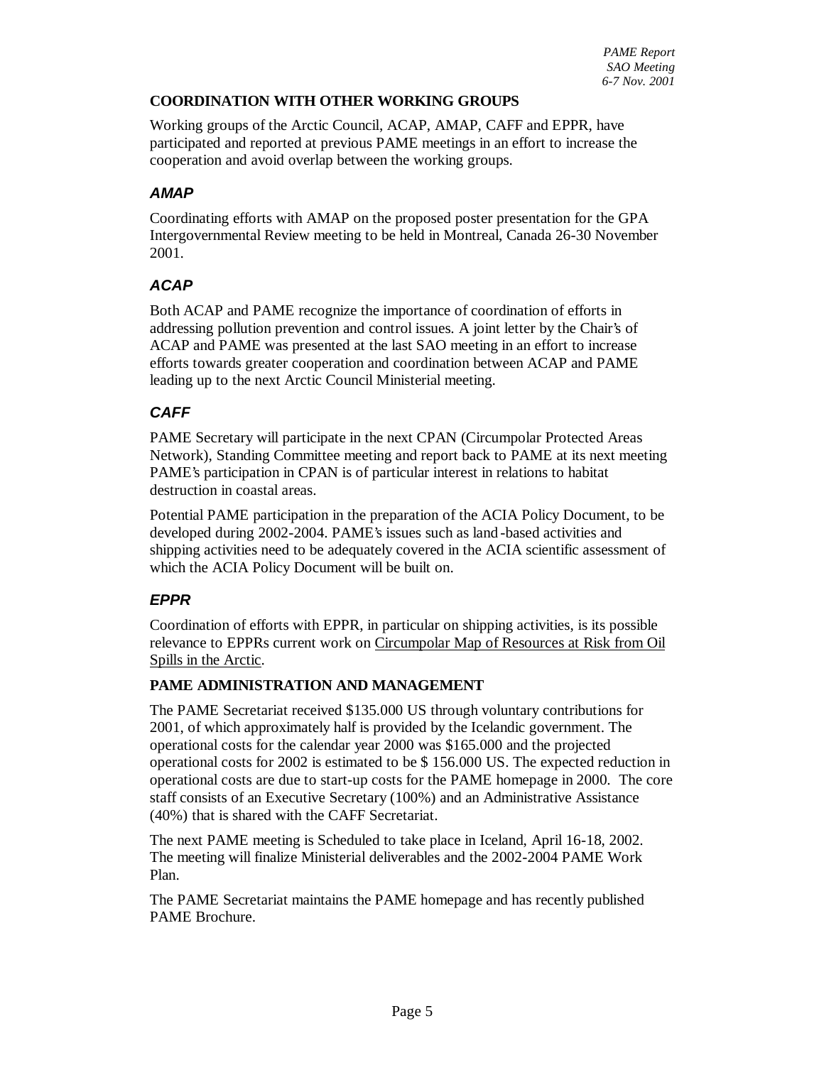## COORDINATION WITH OTHER WORKING GROUPS

Working groups of the Arctic Council, ACAP, AMAP, CAFF and EPPR, have participated and reported at previous PAME meetings in an effort to increase the cooperation and avoid overlap between the working groups.

### *AMAP*

Coordinating efforts with AMAP on the proposed poster presentation for the GPA Intergovernmental Review meeting to be held in Montreal, Canada 26-30 November 2001.

### *ACAP*

Both ACAP and PAME recognize the importance of coordination of efforts in addressing pollution prevention and control issues. A joint letter by the Chair's of ACAP and PAME was presented at the last SAO meeting in an effort to increase efforts towards greater cooperation and coordination between ACAP and PAME leading up to the next Arctic Council Ministerial meeting.

### *CAFF*

PAME Secretary will participate in the next CPAN (Circumpolar Protected Areas Network), Standing Committee meeting and report back to PAME at its next meeting PAME's participation in CPAN is of particular interest in relations to habitat destruction in coastal areas.

Potential PAME participation in the preparation of the ACIA Policy Document, to be developed during 2002-2004. PAME's issues such as land-based activities and shipping activities need to be adequately covered in the ACIA scientific assessment of which the ACIA Policy Document will be built on.

### *EPPR*

Coordination of efforts with EPPR, in particular on shipping activities, is its possible relevance to EPPRs current work on Circumpolar Map of Resources at Risk from Oil Spills in the Arctic.

## PAME ADMINISTRATION AND MANAGEMENT

The PAME Secretariat received $135.000 US through voluntary contributions for 2001, of which approximately half is provided by the Icelandic government. The operational costs for the calendar year 2000 was $165.000 and the projected operational costs for 2002 is estimated to be $ 156.000 US. The expected reduction in operational costs are due to start-up costs for the PAME homepage in 2000. The core staff consists of an Executive Secretary (100%) and an Administrative Assistance (40%) that is shared with the CAFF Secretariat.

The next PAME meeting is Scheduled to take place in Iceland, April 16-18, 2002. The meeting will finalize Ministerial deliverables and the 2002-2004 PAME Work Plan.

The PAME Secretariat maintains the PAME homepage and has recently published PAME Brochure.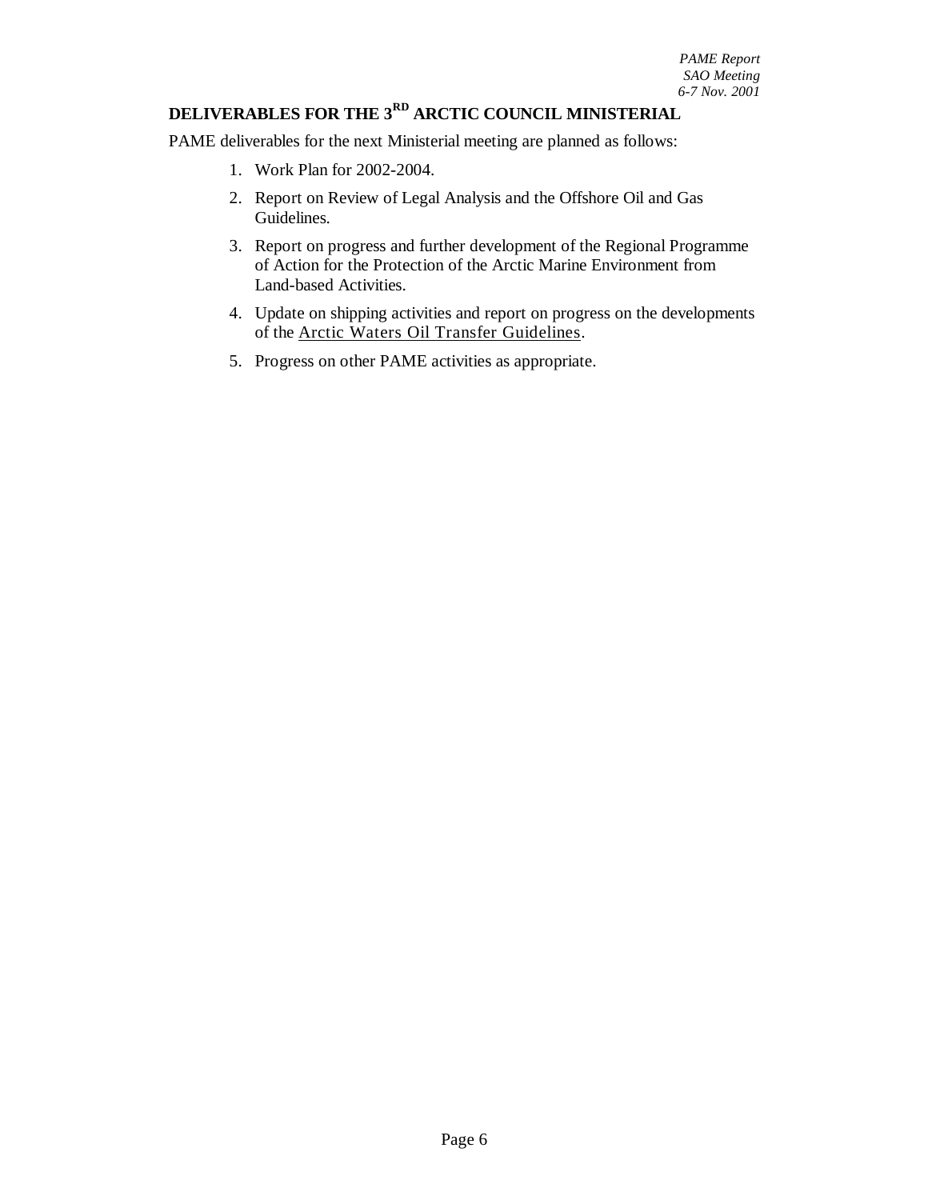## DELIVERABLES FOR THE 3RD ARCTIC COUNCIL MINISTERIAL

PAME deliverables for the next Ministerial meeting are planned as follows:

1. Work Plan for 2002-2004.
2. Report on Review of Legal Analysis and the Offshore Oil and Gas Guidelines.
3. Report on progress and further development of the Regional Programme of Action for the Protection of the Arctic Marine Environment from Land-based Activities.
4. Update on shipping activities and report on progress on the developments of the Arctic Waters Oil Transfer Guidelines.
5. Progress on other PAME activities as appropriate.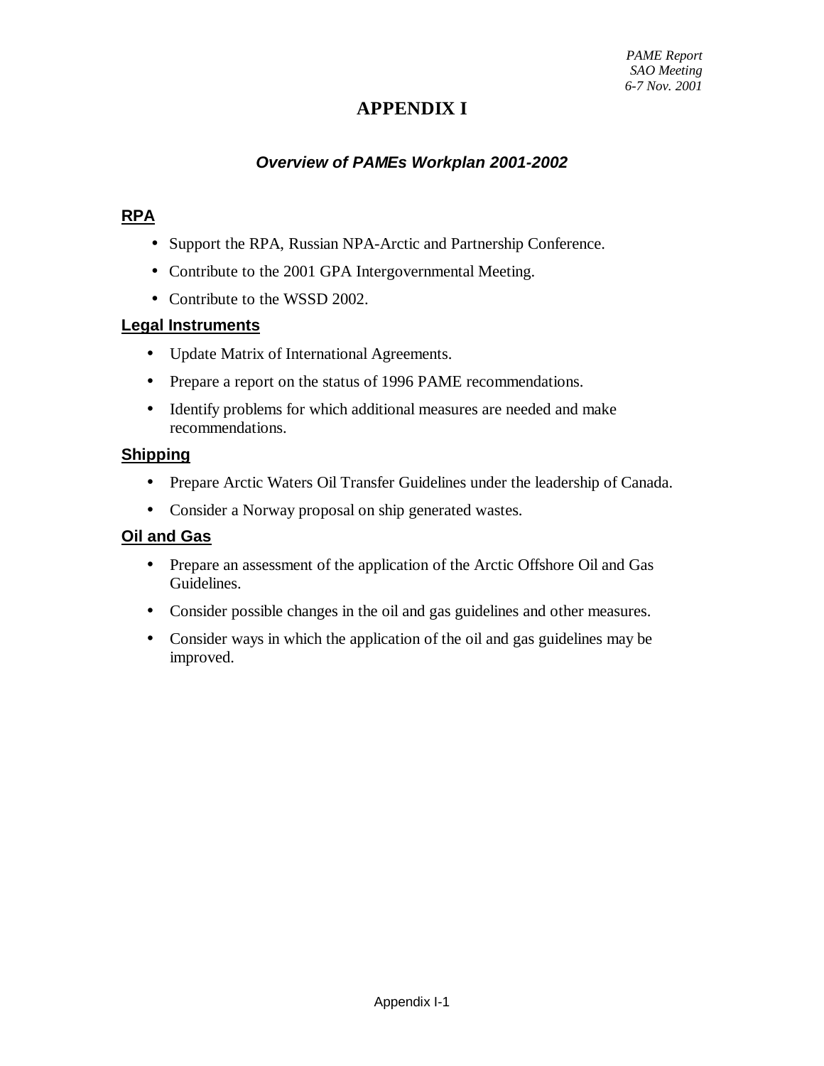# APPENDIX I

## *Overview of PAMEs Workplan 2001-2002*

### RPA

- Support the RPA, Russian NPA-Arctic and Partnership Conference.
- Contribute to the 2001 GPA Intergovernmental Meeting.
- Contribute to the WSSD 2002.

### Legal Instruments

- Update Matrix of International Agreements.
- Prepare a report on the status of 1996 PAME recommendations.
- Identify problems for which additional measures are needed and make recommendations.

### Shipping

- Prepare Arctic Waters Oil Transfer Guidelines under the leadership of Canada.
- Consider a Norway proposal on ship generated wastes.

### Oil and Gas

- Prepare an assessment of the application of the Arctic Offshore Oil and Gas Guidelines.
- Consider possible changes in the oil and gas guidelines and other measures.
- Consider ways in which the application of the oil and gas guidelines may be improved.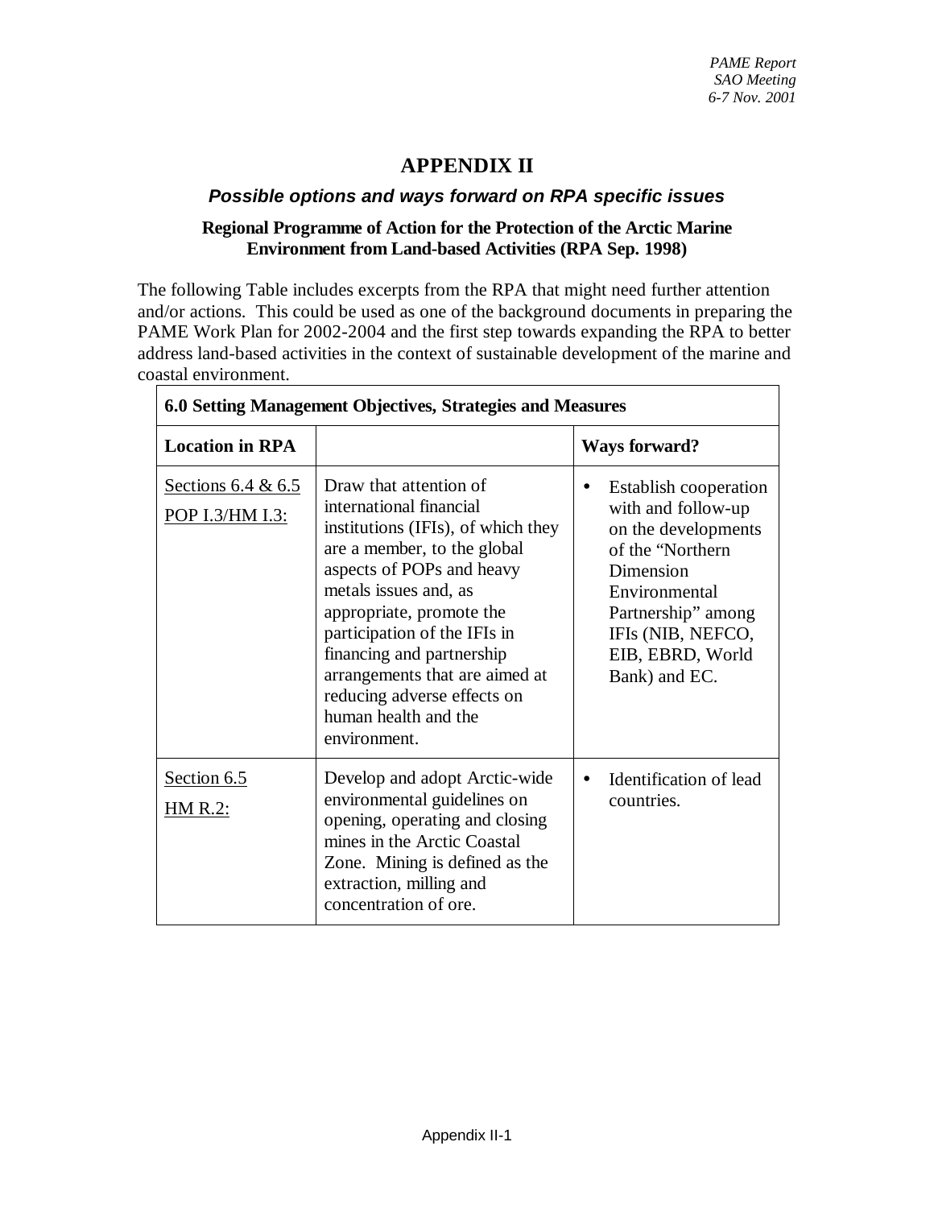# APPENDIX II

## *Possible options and ways forward on RPA specific issues*

### Regional Programme of Action for the Protection of the Arctic Marine Environment from Land-based Activities (RPA Sep. 1998)

The following Table includes excerpts from the RPA that might need further attention and/or actions. This could be used as one of the background documents in preparing the PAME Work Plan for 2002-2004 and the first step towards expanding the RPA to better address land-based activities in the context of sustainable development of the marine and coastal environment.

| **6.0 Setting Management Objectives, Strategies and Measures** | | |
|---|---|---|
| **Location in RPA** | | **Ways forward?** |
| Sections 6.4 & 6.5<br>POP I.3/HM I.3: | Draw that attention of international financial institutions (IFIs), of which they are a member, to the global aspects of POPs and heavy metals issues and, as appropriate, promote the participation of the IFIs in financing and partnership arrangements that are aimed at reducing adverse effects on human health and the environment. | • Establish cooperation with and follow-up on the developments of the "Northern Dimension Environmental Partnership" among IFIs (NIB, NEFCO, EIB, EBRD, World Bank) and EC. |
| Section 6.5<br>HM R.2: | Develop and adopt Arctic-wide environmental guidelines on opening, operating and closing mines in the Arctic Coastal Zone. Mining is defined as the extraction, milling and concentration of ore. | • Identification of lead countries. |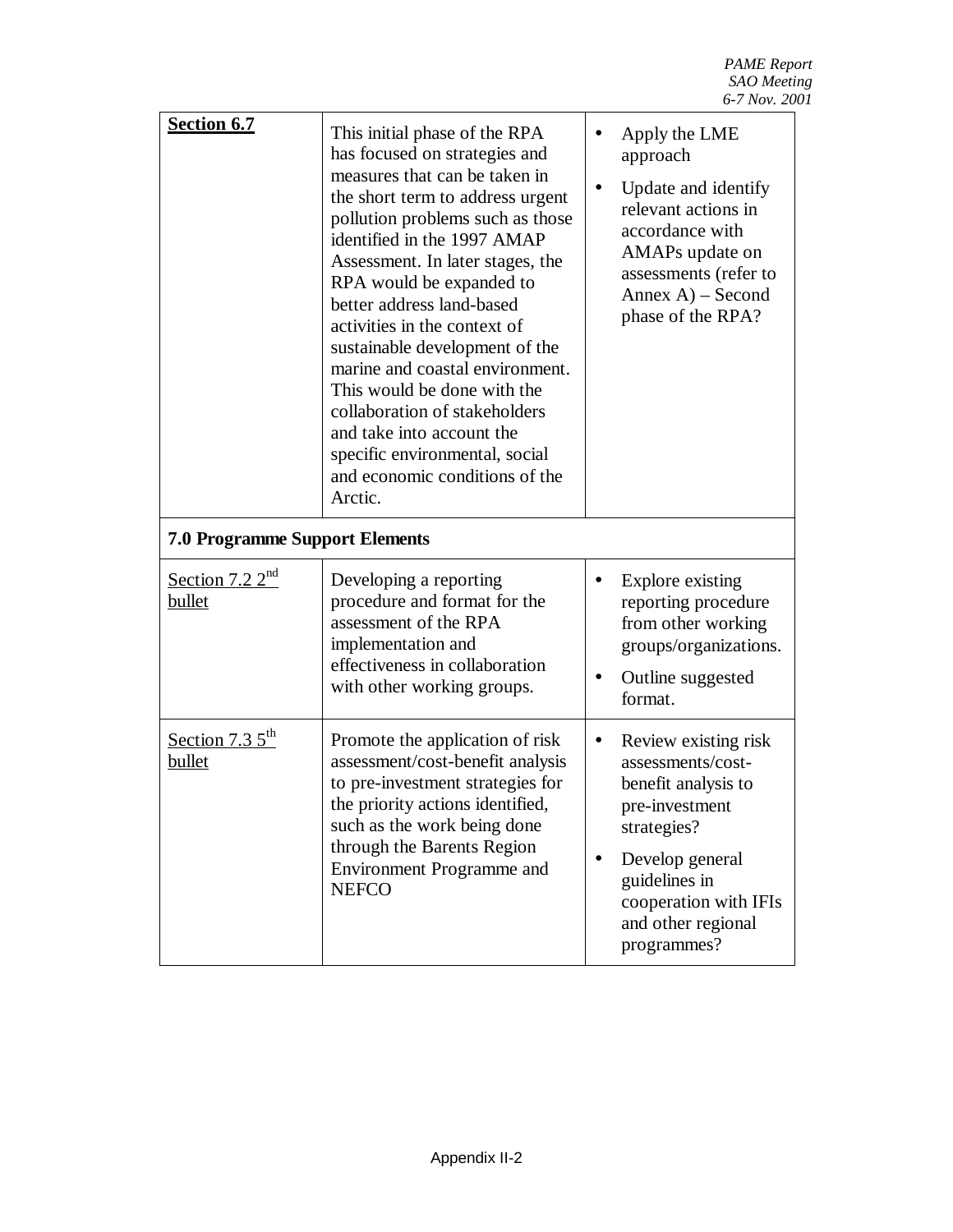| | | |
|---|---|---|
| **Section 6.7** | This initial phase of the RPA has focused on strategies and measures that can be taken in the short term to address urgent pollution problems such as those identified in the 1997 AMAP Assessment. In later stages, the RPA would be expanded to better address land-based activities in the context of sustainable development of the marine and coastal environment. This would be done with the collaboration of stakeholders and take into account the specific environmental, social and economic conditions of the Arctic. | • Apply the LME approach<br>• Update and identify relevant actions in accordance with AMAPs update on assessments (refer to Annex A) – Second phase of the RPA? |
| **7.0 Programme Support Elements** | | |
| Section 7.2 2nd bullet | Developing a reporting procedure and format for the assessment of the RPA implementation and effectiveness in collaboration with other working groups. | • Explore existing reporting procedure from other working groups/organizations.<br>• Outline suggested format. |
| Section 7.3 5th bullet | Promote the application of risk assessment/cost-benefit analysis to pre-investment strategies for the priority actions identified, such as the work being done through the Barents Region Environment Programme and NEFCO | • Review existing risk assessments/cost-benefit analysis to pre-investment strategies?<br>• Develop general guidelines in cooperation with IFIs and other regional programmes? |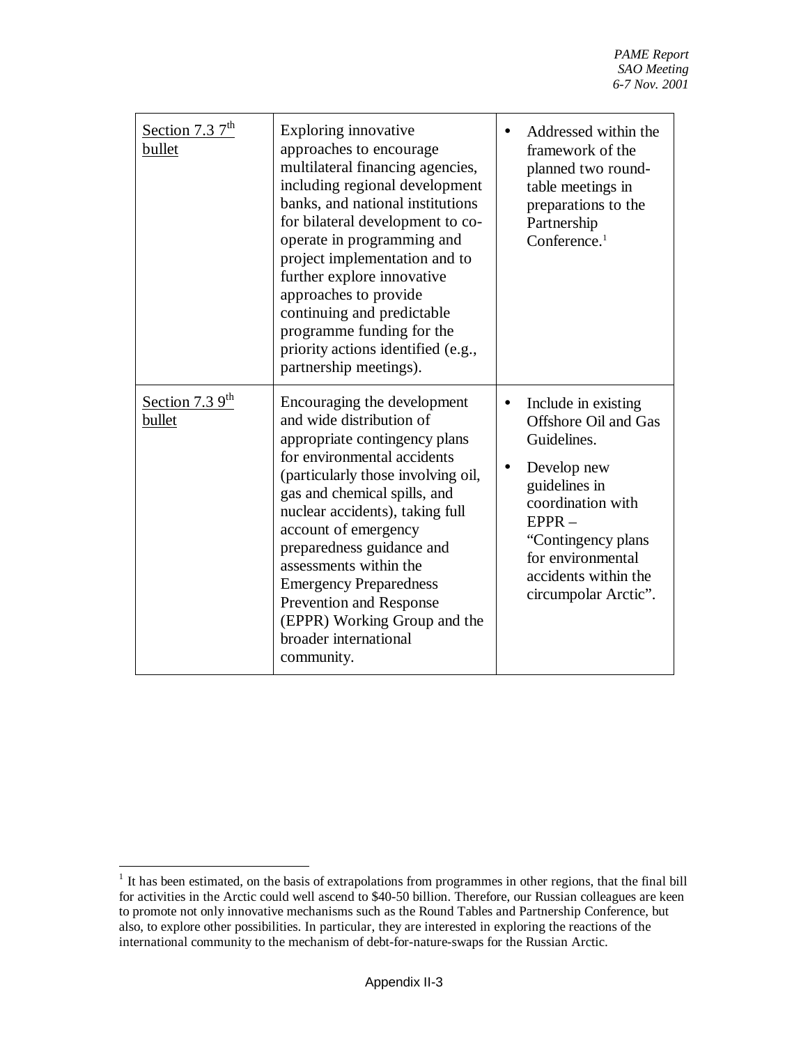| | | |
|---|---|---|
| Section 7.3 7th bullet | Exploring innovative approaches to encourage multilateral financing agencies, including regional development banks, and national institutions for bilateral development to co-operate in programming and project implementation and to further explore innovative approaches to provide continuing and predictable programme funding for the priority actions identified (e.g., partnership meetings). | • Addressed within the framework of the planned two round-table meetings in preparations to the Partnership Conference.[1] |
| Section 7.3 9th bullet | Encouraging the development and wide distribution of appropriate contingency plans for environmental accidents (particularly those involving oil, gas and chemical spills, and nuclear accidents), taking full account of emergency preparedness guidance and assessments within the Emergency Preparedness Prevention and Response (EPPR) Working Group and the broader international community. | • Include in existing Offshore Oil and Gas Guidelines.<br>• Develop new guidelines in coordination with EPPR – "Contingency plans for environmental accidents within the circumpolar Arctic". |

[1] It has been estimated, on the basis of extrapolations from programmes in other regions, that the final bill for activities in the Arctic could well ascend to $40-50 billion. Therefore, our Russian colleagues are keen to promote not only innovative mechanisms such as the Round Tables and Partnership Conference, but also, to explore other possibilities. In particular, they are interested in exploring the reactions of the international community to the mechanism of debt-for-nature-swaps for the Russian Arctic.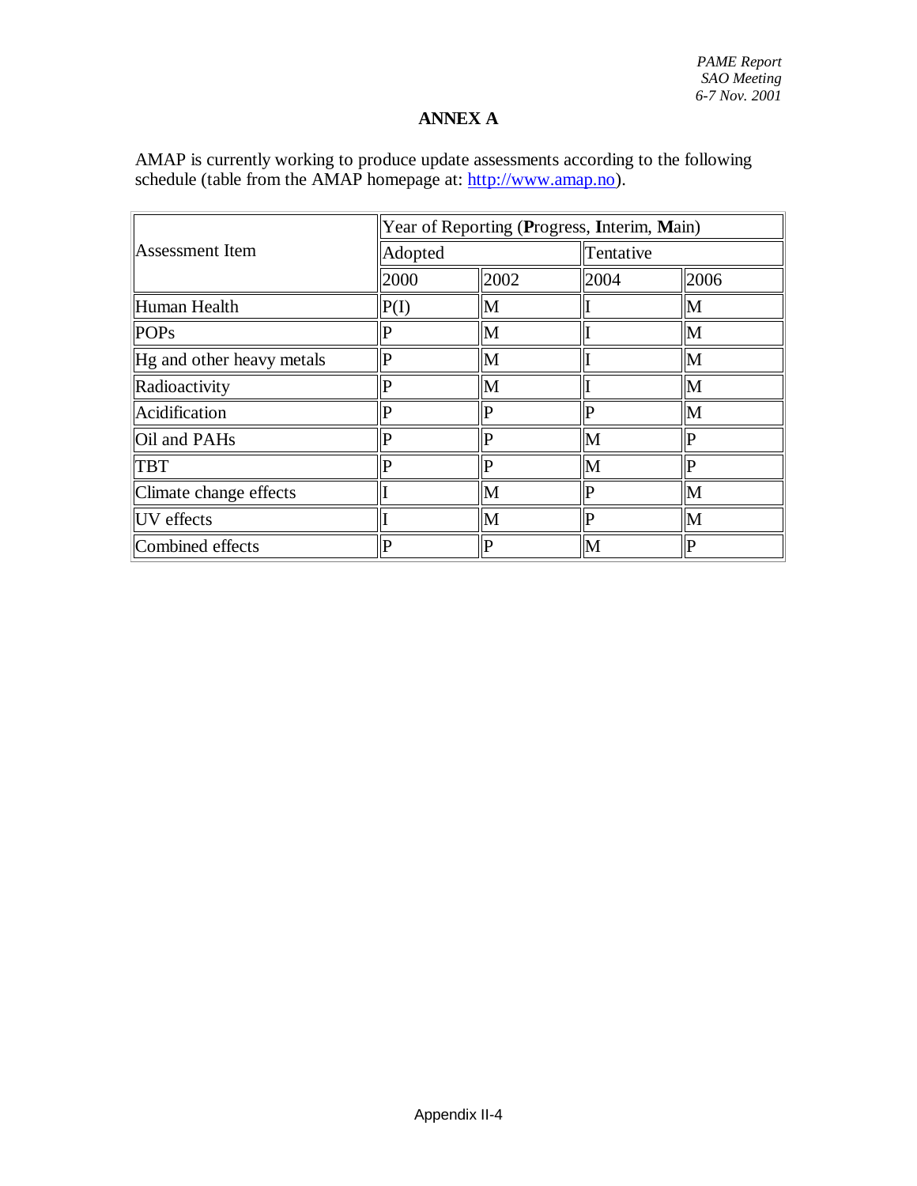# ANNEX A

AMAP is currently working to produce update assessments according to the following schedule (table from the AMAP homepage at: [http://www.amap.no](http://www.amap.no)).

| Assessment Item | Year of Reporting (**P**rogress, **I**nterim, **M**ain) | | | |
|---|---|---|---|---|
| | Adopted | | Tentative | |
| | 2000 | 2002 | 2004 | 2006 |
| Human Health | P(I) | M | I | M |
| POPs | P | M | I | M |
| Hg and other heavy metals | P | M | I | M |
| Radioactivity | P | M | I | M |
| Acidification | P | P | P | M |
| Oil and PAHs | P | P | M | P |
| TBT | P | P | M | P |
| Climate change effects | I | M | P | M |
| UV effects | I | M | P | M |
| Combined effects | P | P | M | P |